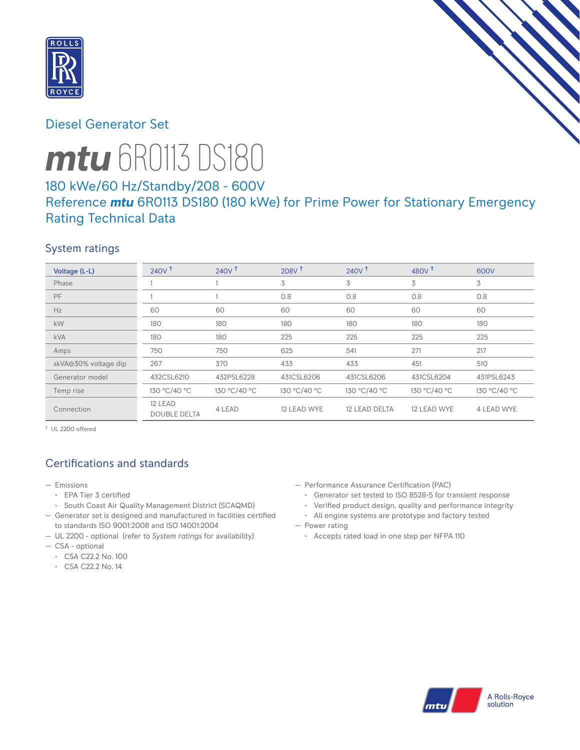Diesel Generator Set

# *mtu* 6R0113 DS180

## 180 kWe/60 Hz/Standby/208 - 600V
## Reference *mtu* 6R0113 DS180 (180 kWe) for Prime Power for Stationary Emergency Rating Technical Data

### System ratings

| Voltage (L-L) | 240V † | 240V † | 208V † | 240V † | 480V † | 600V |
|---|---|---|---|---|---|---|
| Phase | 1 | 1 | 3 | 3 | 3 | 3 |
| PF | 1 | 1 | 0.8 | 0.8 | 0.8 | 0.8 |
| Hz | 60 | 60 | 60 | 60 | 60 | 60 |
| kW | 180 | 180 | 180 | 180 | 180 | 180 |
| kVA | 180 | 180 | 225 | 225 | 225 | 225 |
| Amps | 750 | 750 | 625 | 541 | 271 | 217 |
| skVA@30% voltage dip | 267 | 370 | 433 | 433 | 451 | 510 |
| Generator model | 432CSL6210 | 432PSL6228 | 431CSL6206 | 431CSL6206 | 431CSL6204 | 431PSL6243 |
| Temp rise | 130 °C/40 °C | 130 °C/40 °C | 130 °C/40 °C | 130 °C/40 °C | 130 °C/40 °C | 130 °C/40 °C |
| Connection | 12 LEAD DOUBLE DELTA | 4 LEAD | 12 LEAD WYE | 12 LEAD DELTA | 12 LEAD WYE | 4 LEAD WYE |

† UL 2200 offered

### Certifications and standards

- Emissions
  - EPA Tier 3 certified
  - South Coast Air Quality Management District (SCAQMD)
- Generator set is designed and manufactured in facilities certified to standards ISO 9001:2008 and ISO 14001:2004
- UL 2200 - optional (refer to *System ratings* for availability)
- CSA - optional
  - CSA C22.2 No. 100
  - CSA C22.2 No. 14
- Performance Assurance Certification (PAC)
  - Generator set tested to ISO 8528-5 for transient response
  - Verified product design, quality and performance integrity
  - All engine systems are prototype and factory tested
- Power rating
  - Accepts rated load in one step per NFPA 110

A Rolls-Royce solution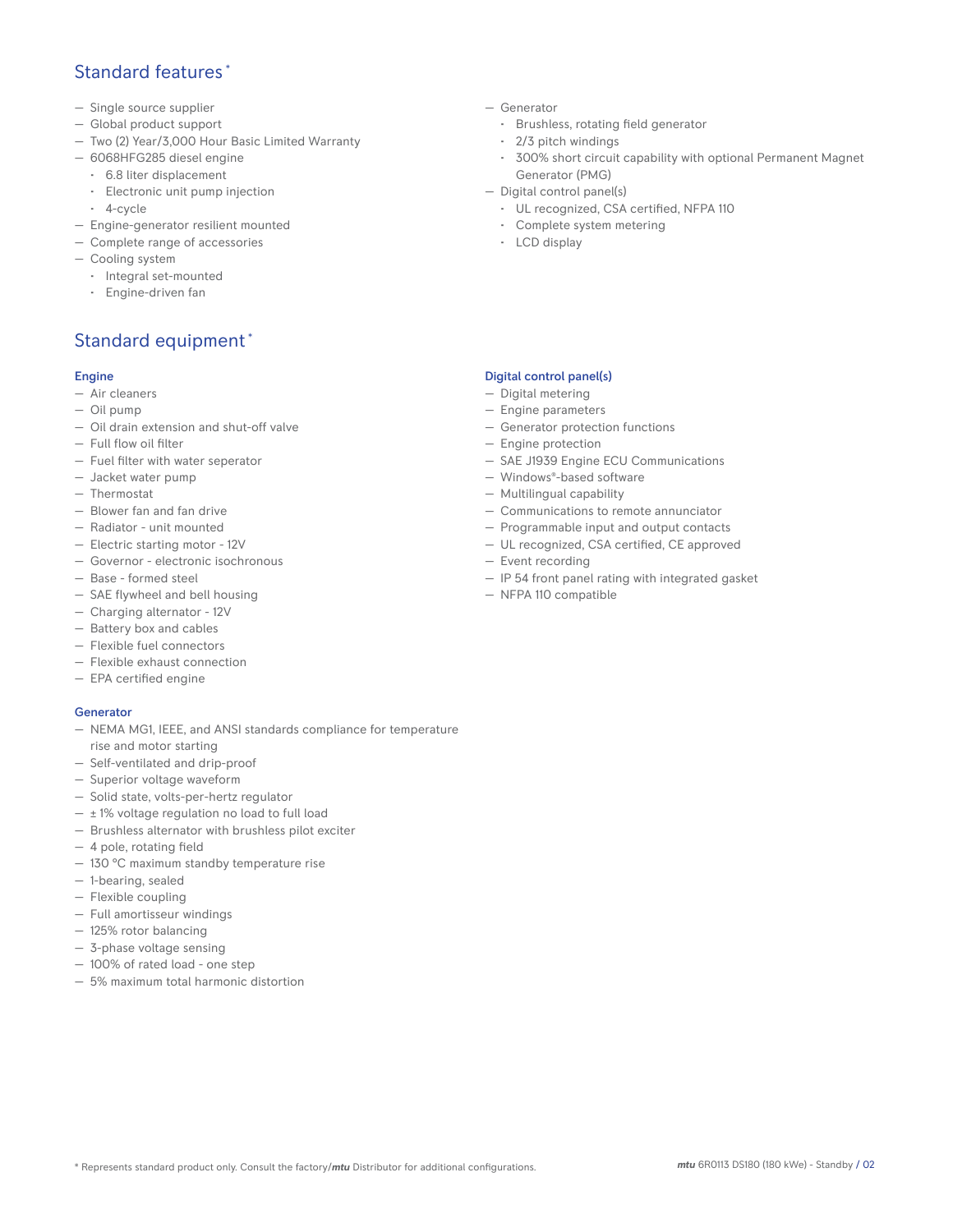## Standard features*

- Single source supplier
- Global product support
- Two (2) Year/3,000 Hour Basic Limited Warranty
- 6068HFG285 diesel engine
  - 6.8 liter displacement
  - Electronic unit pump injection
  - 4-cycle
- Engine-generator resilient mounted
- Complete range of accessories
- Cooling system
  - Integral set-mounted
  - Engine-driven fan
- Generator
  - Brushless, rotating field generator
  - 2/3 pitch windings
  - 300% short circuit capability with optional Permanent Magnet Generator (PMG)
- Digital control panel(s)
  - UL recognized, CSA certified, NFPA 110
  - Complete system metering
  - LCD display

## Standard equipment*

### Engine

- Air cleaners
- Oil pump
- Oil drain extension and shut-off valve
- Full flow oil filter
- Fuel filter with water seperator
- Jacket water pump
- Thermostat
- Blower fan and fan drive
- Radiator - unit mounted
- Electric starting motor - 12V
- Governor - electronic isochronous
- Base - formed steel
- SAE flywheel and bell housing
- Charging alternator - 12V
- Battery box and cables
- Flexible fuel connectors
- Flexible exhaust connection
- EPA certified engine

### Generator

- NEMA MG1, IEEE, and ANSI standards compliance for temperature rise and motor starting
- Self-ventilated and drip-proof
- Superior voltage waveform
- Solid state, volts-per-hertz regulator
- ± 1% voltage regulation no load to full load
- Brushless alternator with brushless pilot exciter
- 4 pole, rotating field
- 130 °C maximum standby temperature rise
- 1-bearing, sealed
- Flexible coupling
- Full amortisseur windings
- 125% rotor balancing
- 3-phase voltage sensing
- 100% of rated load - one step
- 5% maximum total harmonic distortion

### Digital control panel(s)

- Digital metering
- Engine parameters
- Generator protection functions
- Engine protection
- SAE J1939 Engine ECU Communications
- Windows®-based software
- Multilingual capability
- Communications to remote annunciator
- Programmable input and output contacts
- UL recognized, CSA certified, CE approved
- Event recording
- IP 54 front panel rating with integrated gasket
- NFPA 110 compatible

* Represents standard product only. Consult the factory/*mtu* Distributor for additional configurations.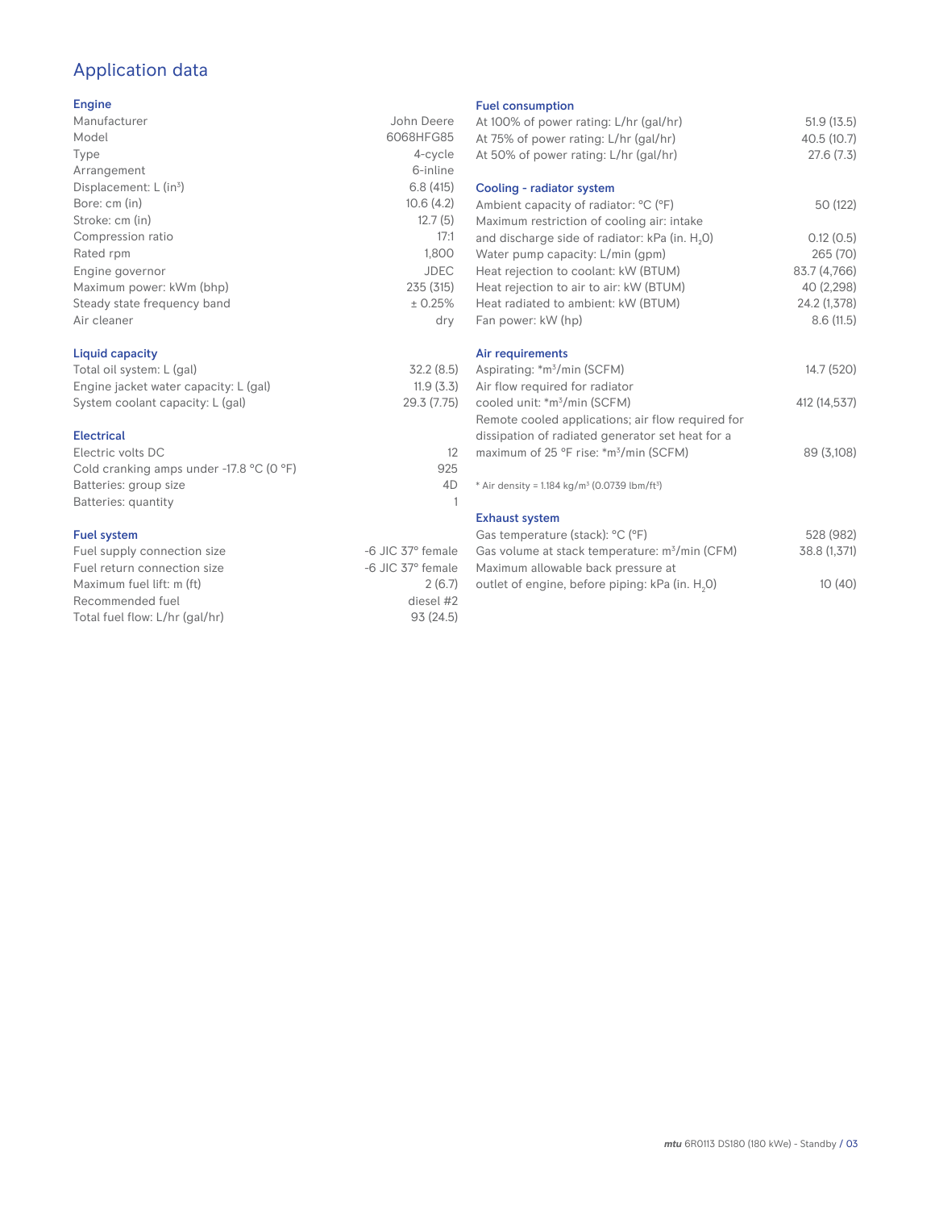# Application data

## Engine

| | |
|---|---|
| Manufacturer | John Deere |
| Model | 6068HFG85 |
| Type | 4-cycle |
| Arrangement | 6-inline |
| Displacement: L ($in^3$) | 6.8 (415) |
| Bore: cm (in) | 10.6 (4.2) |
| Stroke: cm (in) | 12.7 (5) |
| Compression ratio | 17:1 |
| Rated rpm | 1,800 |
| Engine governor | JDEC |
| Maximum power: kWm (bhp) | 235 (315) |
| Steady state frequency band | ± 0.25% |
| Air cleaner | dry |

## Liquid capacity

| | |
|---|---|
| Total oil system: L (gal) | 32.2 (8.5) |
| Engine jacket water capacity: L (gal) | 11.9 (3.3) |
| System coolant capacity: L (gal) | 29.3 (7.75) |

## Electrical

| | |
|---|---|
| Electric volts DC | 12 |
| Cold cranking amps under -17.8 °C (0 °F) | 925 |
| Batteries: group size | 4D |
| Batteries: quantity | 1 |

## Fuel system

| | |
|---|---|
| Fuel supply connection size | -6 JIC 37° female |
| Fuel return connection size | -6 JIC 37° female |
| Maximum fuel lift: m (ft) | 2 (6.7) |
| Recommended fuel | diesel #2 |
| Total fuel flow: L/hr (gal/hr) | 93 (24.5) |

## Fuel consumption

| | |
|---|---|
| At 100% of power rating: L/hr (gal/hr) | 51.9 (13.5) |
| At 75% of power rating: L/hr (gal/hr) | 40.5 (10.7) |
| At 50% of power rating: L/hr (gal/hr) | 27.6 (7.3) |

## Cooling - radiator system

| | |
|---|---|
| Ambient capacity of radiator: °C (°F) | 50 (122) |
| Maximum restriction of cooling air: intake and discharge side of radiator: kPa (in. $H_2O$) | 0.12 (0.5) |
| Water pump capacity: L/min (gpm) | 265 (70) |
| Heat rejection to coolant: kW (BTUM) | 83.7 (4,766) |
| Heat rejection to air to air: kW (BTUM) | 40 (2,298) |
| Heat radiated to ambient: kW (BTUM) | 24.2 (1,378) |
| Fan power: kW (hp) | 8.6 (11.5) |

## Air requirements

| | |
|---|---|
| Aspirating: *$m^3$/min (SCFM) | 14.7 (520) |
| Air flow required for radiator cooled unit: *$m^3$/min (SCFM) | 412 (14,537) |
| Remote cooled applications; air flow required for dissipation of radiated generator set heat for a maximum of 25 °F rise: *$m^3$/min (SCFM) | 89 (3,108) |

* Air density = 1.184 kg/$m^3$ (0.0739 lbm/$ft^3$)

## Exhaust system

| | |
|---|---|
| Gas temperature (stack): °C (°F) | 528 (982) |
| Gas volume at stack temperature: $m^3$/min (CFM) | 38.8 (1,371) |
| Maximum allowable back pressure at outlet of engine, before piping: kPa (in. $H_2O$) | 10 (40) |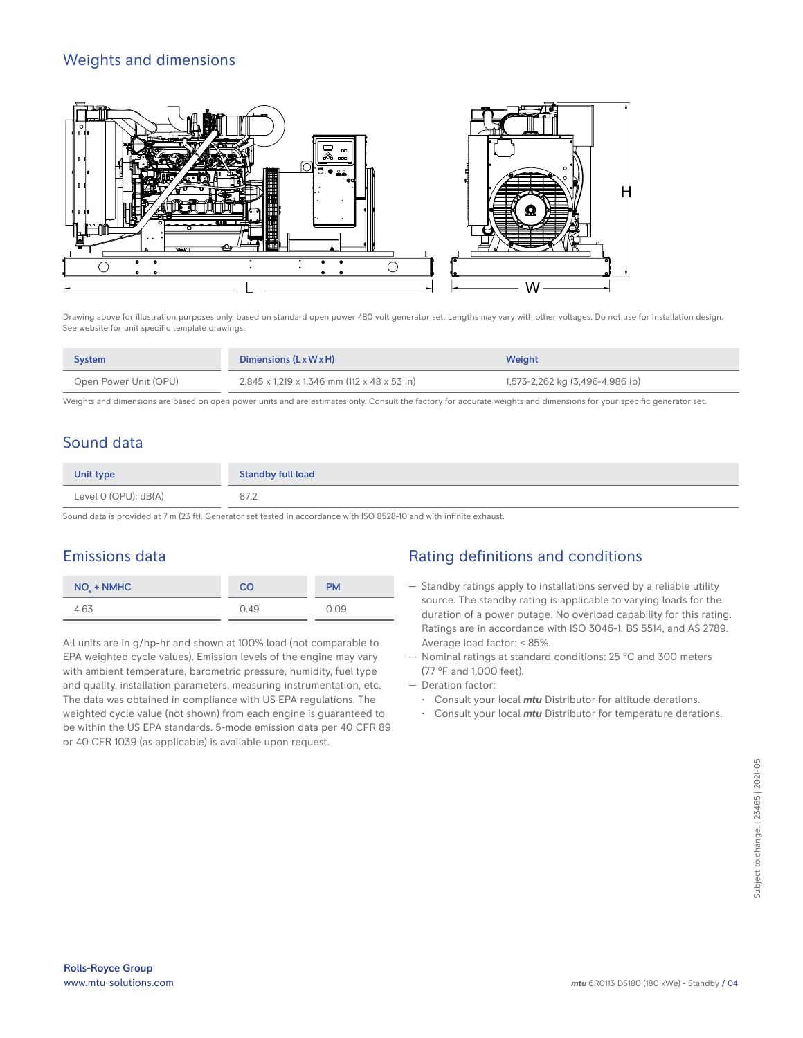## Weights and dimensions

L

W

H

Drawing above for illustration purposes only, based on standard open power 480 volt generator set. Lengths may vary with other voltages. Do not use for installation design. See website for unit specific template drawings.

| System | Dimensions (L x W x H) | Weight |
|---|---|---|
| Open Power Unit (OPU) | 2,845 x 1,219 x 1,346 mm (112 x 48 x 53 in) | 1,573-2,262 kg (3,496-4,986 lb) |

Weights and dimensions are based on open power units and are estimates only. Consult the factory for accurate weights and dimensions for your specific generator set.

## Sound data

| Unit type | Standby full load |
|---|---|
| Level 0 (OPU): dB(A) | 87.2 |

Sound data is provided at 7 m (23 ft). Generator set tested in accordance with ISO 8528-10 and with infinite exhaust.

## Emissions data

| $NO_x$ + NMHC | CO | PM |
|---|---|---|
| 4.63 | 0.49 | 0.09 |

All units are in g/hp-hr and shown at 100% load (not comparable to EPA weighted cycle values). Emission levels of the engine may vary with ambient temperature, barometric pressure, humidity, fuel type and quality, installation parameters, measuring instrumentation, etc. The data was obtained in compliance with US EPA regulations. The weighted cycle value (not shown) from each engine is guaranteed to be within the US EPA standards. 5-mode emission data per 40 CFR 89 or 40 CFR 1039 (as applicable) is available upon request.

## Rating definitions and conditions

- Standby ratings apply to installations served by a reliable utility source. The standby rating is applicable to varying loads for the duration of a power outage. No overload capability for this rating. Ratings are in accordance with ISO 3046-1, BS 5514, and AS 2789. Average load factor: ≤ 85%.
- Nominal ratings at standard conditions: 25 °C and 300 meters (77 °F and 1,000 feet).
- Deration factor:
  - Consult your local ***mtu*** Distributor for altitude derations.
  - Consult your local ***mtu*** Distributor for temperature derations.

Subject to change. | 23465 | 2021-05

Rolls-Royce Group
www.mtu-solutions.com